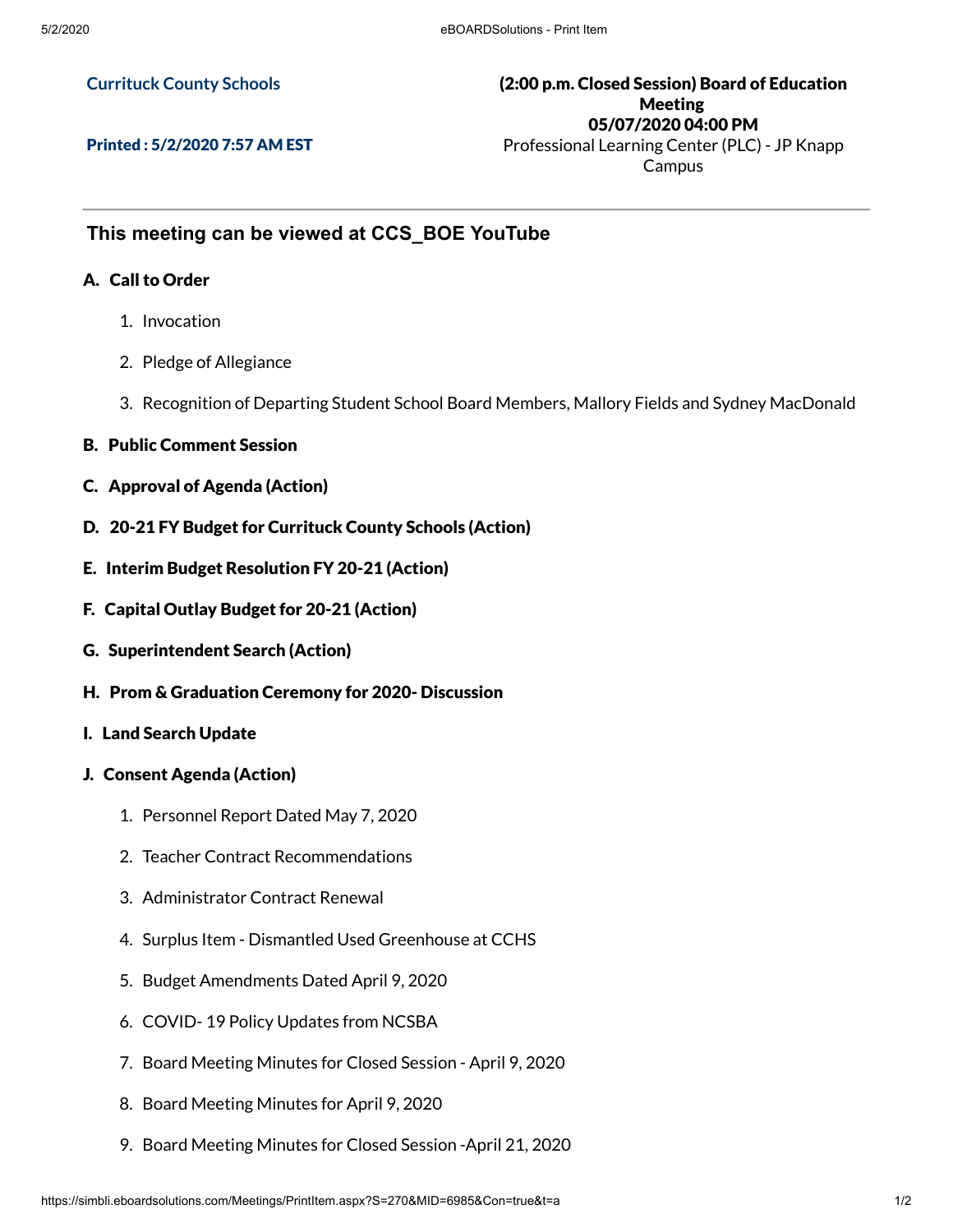Currituck County Schools

Printed : 5/2/2020 7:57 AM EST

**(2:00 p.m. Closed Session) Board of Education Meeting**
**05/07/2020 04:00 PM**
Professional Learning Center (PLC) - JP Knapp Campus

---

## This meeting can be viewed at CCS_BOE YouTube

### A. Call to Order

1. Invocation
2. Pledge of Allegiance
3. Recognition of Departing Student School Board Members, Mallory Fields and Sydney MacDonald

### B. Public Comment Session

### C. Approval of Agenda (Action)

### D. 20-21 FY Budget for Currituck County Schools (Action)

### E. Interim Budget Resolution FY 20-21 (Action)

### F. Capital Outlay Budget for 20-21 (Action)

### G. Superintendent Search (Action)

### H. Prom & Graduation Ceremony for 2020- Discussion

### I. Land Search Update

### J. Consent Agenda (Action)

1. Personnel Report Dated May 7, 2020
2. Teacher Contract Recommendations
3. Administrator Contract Renewal
4. Surplus Item - Dismantled Used Greenhouse at CCHS
5. Budget Amendments Dated April 9, 2020
6. COVID- 19 Policy Updates from NCSBA
7. Board Meeting Minutes for Closed Session - April 9, 2020
8. Board Meeting Minutes for April 9, 2020
9. Board Meeting Minutes for Closed Session -April 21, 2020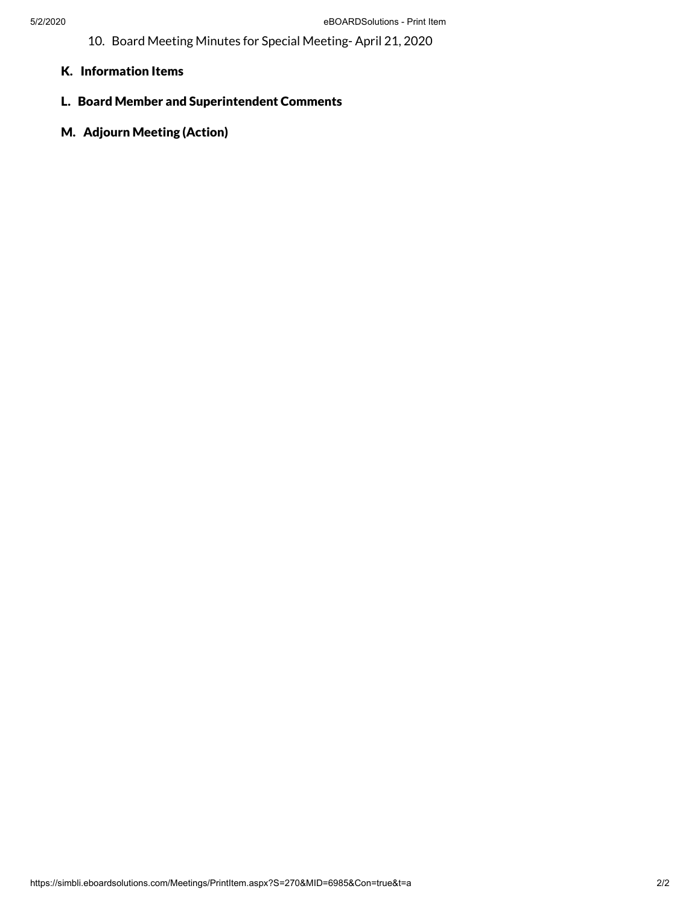10. Board Meeting Minutes for Special Meeting- April 21, 2020

## K. Information Items

## L. Board Member and Superintendent Comments

## M. Adjourn Meeting (Action)